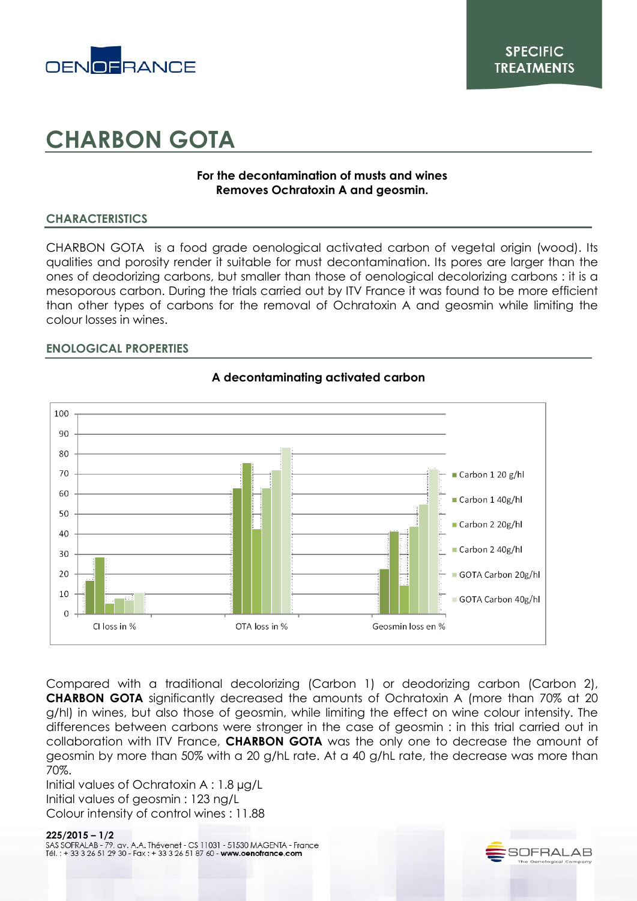SPECIFIC TREATMENTS

# CHARBON GOTA

**For the decontamination of musts and wines**
**Removes Ochratoxin A and geosmin.**

## CHARACTERISTICS

CHARBON GOTA is a food grade oenological activated carbon of vegetal origin (wood). Its qualities and porosity render it suitable for must decontamination. Its pores are larger than the ones of deodorizing carbons, but smaller than those of oenological decolorizing carbons : it is a mesoporous carbon. During the trials carried out by ITV France it was found to be more efficient than other types of carbons for the removal of Ochratoxin A and geosmin while limiting the colour losses in wines.

## ENOLOGICAL PROPERTIES

**A decontaminating activated carbon**

| | CI loss in % | OTA loss in % | Geosmin loss en % |
|---|---|---|---|
| Carbon 1 20 g/hl | 17 | 63 | 22 |
| Carbon 1 40g/hl | 28 | 75 | 41 |
| Carbon 2 20g/hl | 5 | 42 | 14 |
| Carbon 2 40g/hl | 8 | 63 | 44 |
| GOTA Carbon 20g/hl | 7 | 72 | 55 |
| GOTA Carbon 40g/hl | 11 | 83 | 72 |

Compared with a traditional decolorizing (Carbon 1) or deodorizing carbon (Carbon 2), **CHARBON GOTA** significantly decreased the amounts of Ochratoxin A (more than 70% at 20 g/hl) in wines, but also those of geosmin, while limiting the effect on wine colour intensity. The differences between carbons were stronger in the case of geosmin : in this trial carried out in collaboration with ITV France, **CHARBON GOTA** was the only one to decrease the amount of geosmin by more than 50% with a 20 g/hL rate. At a 40 g/hL rate, the decrease was more than 70%.

Initial values of Ochratoxin A : 1.8 µg/L
Initial values of geosmin : 123 ng/L
Colour intensity of control wines : 11.88

**225/2015**
SAS SOFRALAB - 79, av. A.A. Thévenet - CS 11031 - 51530 MAGENTA - France
Tél. : + 33 3 26 51 29 30 - Fax : + 33 3 26 51 87 60 - **www.oenofrance.com**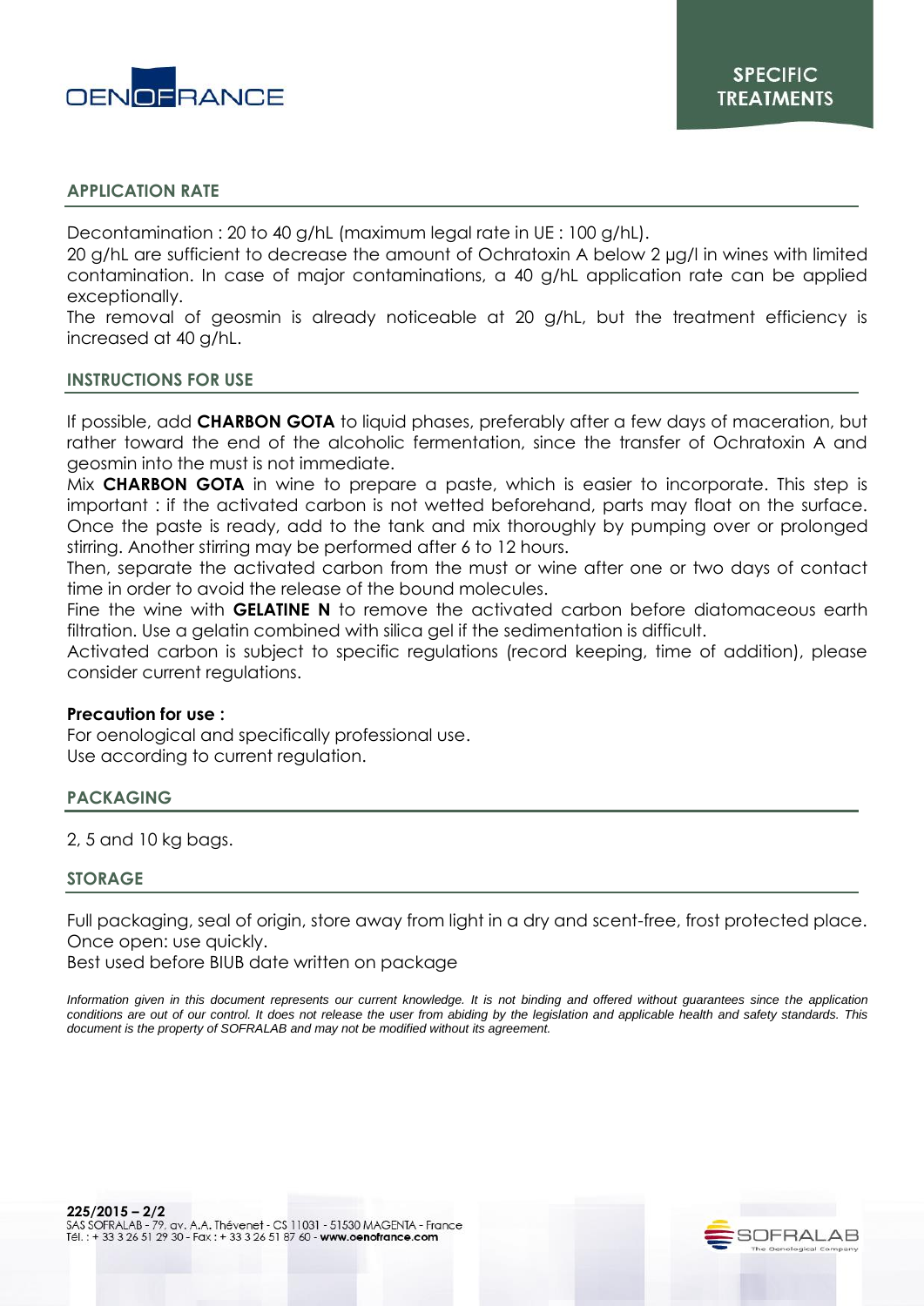## APPLICATION RATE

Decontamination : 20 to 40 g/hL (maximum legal rate in UE : 100 g/hL).
20 g/hL are sufficient to decrease the amount of Ochratoxin A below 2 µg/l in wines with limited contamination. In case of major contaminations, a 40 g/hL application rate can be applied exceptionally.
The removal of geosmin is already noticeable at 20 g/hL, but the treatment efficiency is increased at 40 g/hL.

## INSTRUCTIONS FOR USE

If possible, add **CHARBON GOTA** to liquid phases, preferably after a few days of maceration, but rather toward the end of the alcoholic fermentation, since the transfer of Ochratoxin A and geosmin into the must is not immediate.
Mix **CHARBON GOTA** in wine to prepare a paste, which is easier to incorporate. This step is important : if the activated carbon is not wetted beforehand, parts may float on the surface. Once the paste is ready, add to the tank and mix thoroughly by pumping over or prolonged stirring. Another stirring may be performed after 6 to 12 hours.
Then, separate the activated carbon from the must or wine after one or two days of contact time in order to avoid the release of the bound molecules.
Fine the wine with **GELATINE N** to remove the activated carbon before diatomaceous earth filtration. Use a gelatin combined with silica gel if the sedimentation is difficult.
Activated carbon is subject to specific regulations (record keeping, time of addition), please consider current regulations.

**Precaution for use :**
For oenological and specifically professional use.
Use according to current regulation.

## PACKAGING

2, 5 and 10 kg bags.

## STORAGE

Full packaging, seal of origin, store away from light in a dry and scent-free, frost protected place.
Once open: use quickly.
Best used before BIUB date written on package

*Information given in this document represents our current knowledge. It is not binding and offered without guarantees since the application conditions are out of our control. It does not release the user from abiding by the legislation and applicable health and safety standards. This document is the property of SOFRALAB and may not be modified without its agreement.*

225/2015 – 2/2
SAS SOFRALAB - 79, av. A.A. Thévenet - CS 11031 - 51530 MAGENTA - France
Tél. : + 33 3 26 51 29 30 - Fax : + 33 3 26 51 87 60 - **www.oenofrance.com**